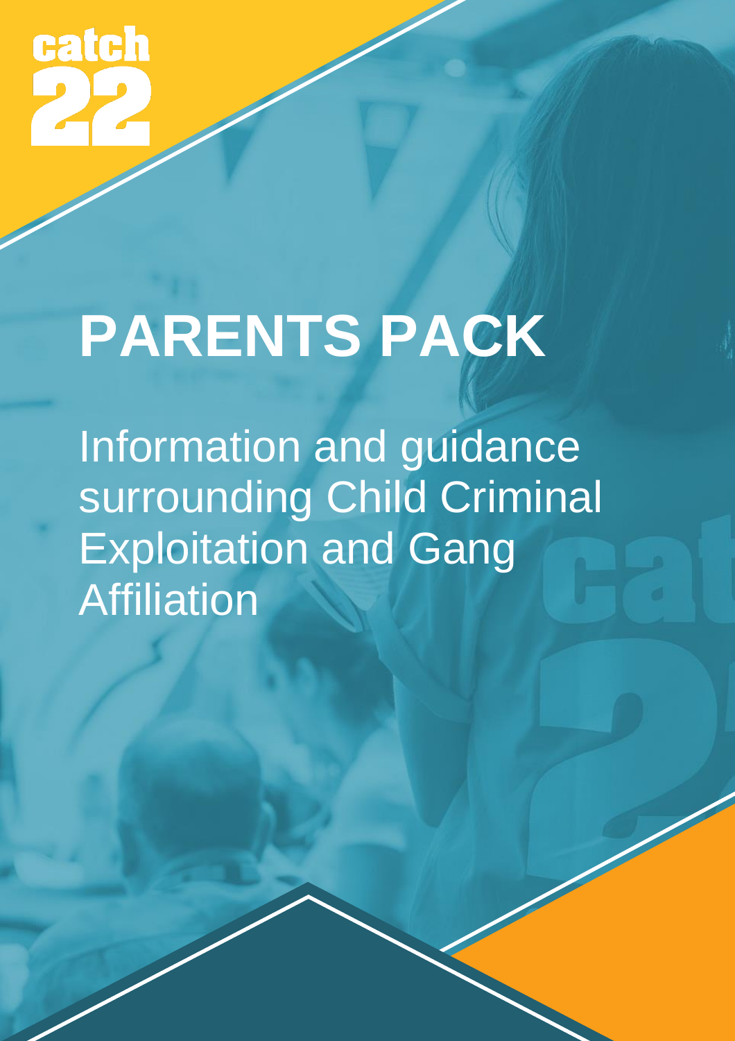catch 22

# PARENTS PACK

Information and guidance surrounding Child Criminal Exploitation and Gang Affiliation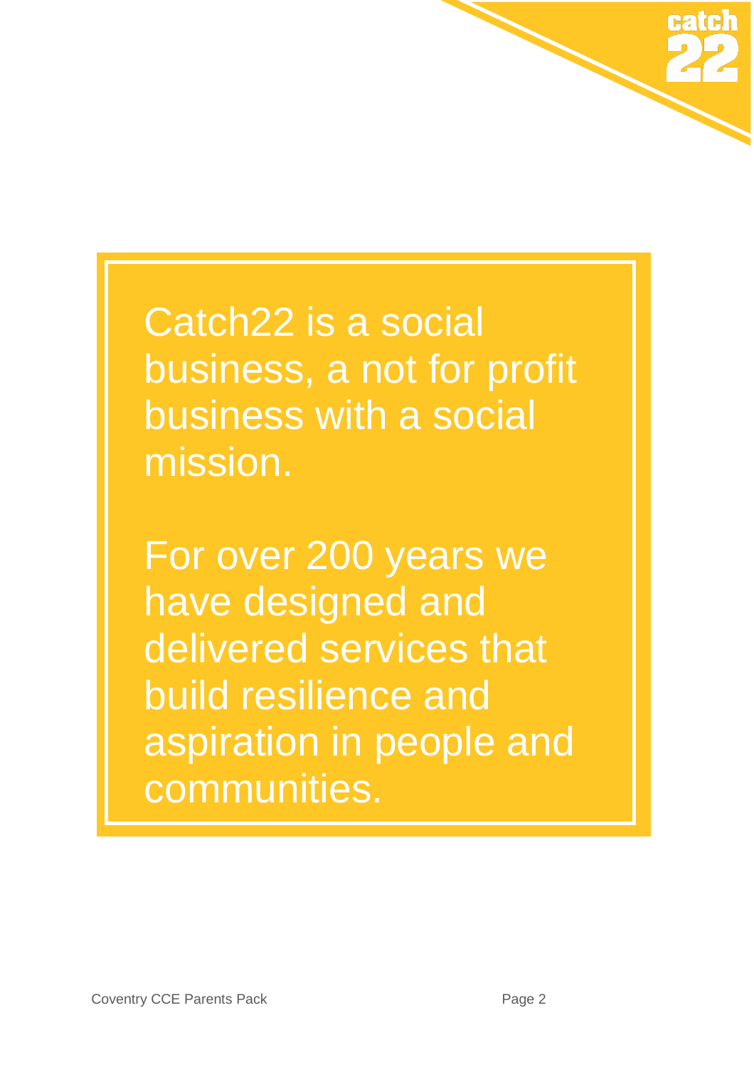Catch22 is a social business, a not for profit business with a social mission.

For over 200 years we have designed and delivered services that build resilience and aspiration in people and communities.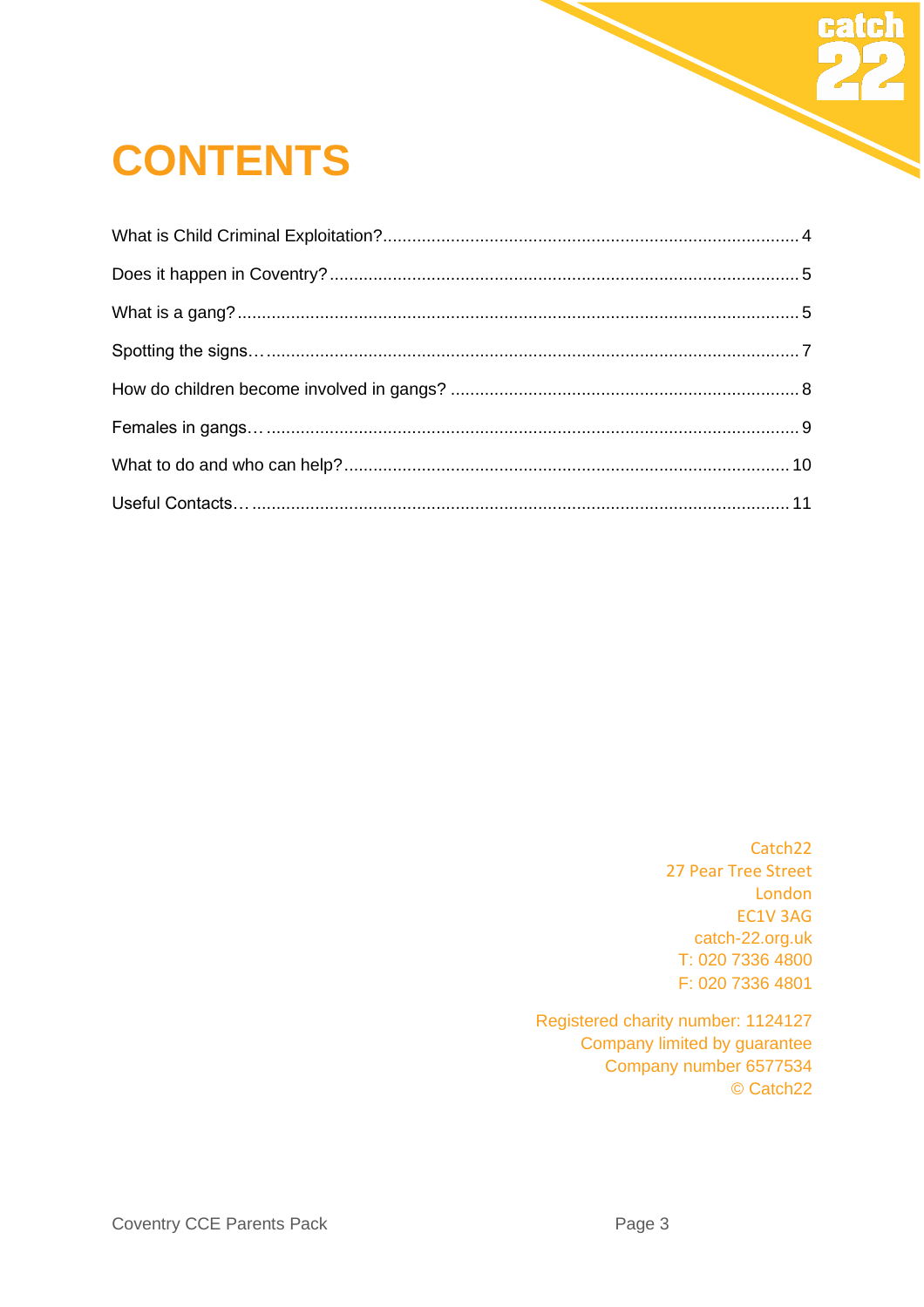# CONTENTS

What is Child Criminal Exploitation?........................................................................................ 4

Does it happen in Coventry?................................................................................................. 5

What is a gang?.................................................................................................................... 5

Spotting the signs…............................................................................................................. 7

How do children become involved in gangs? ........................................................................ 8

Females in gangs…............................................................................................................. 9

What to do and who can help?............................................................................................ 10

Useful Contacts…............................................................................................................... 11

Catch22
27 Pear Tree Street
London
EC1V 3AG
catch-22.org.uk
T: 020 7336 4800
F: 020 7336 4801

Registered charity number: 1124127
Company limited by guarantee
Company number 6577534
© Catch22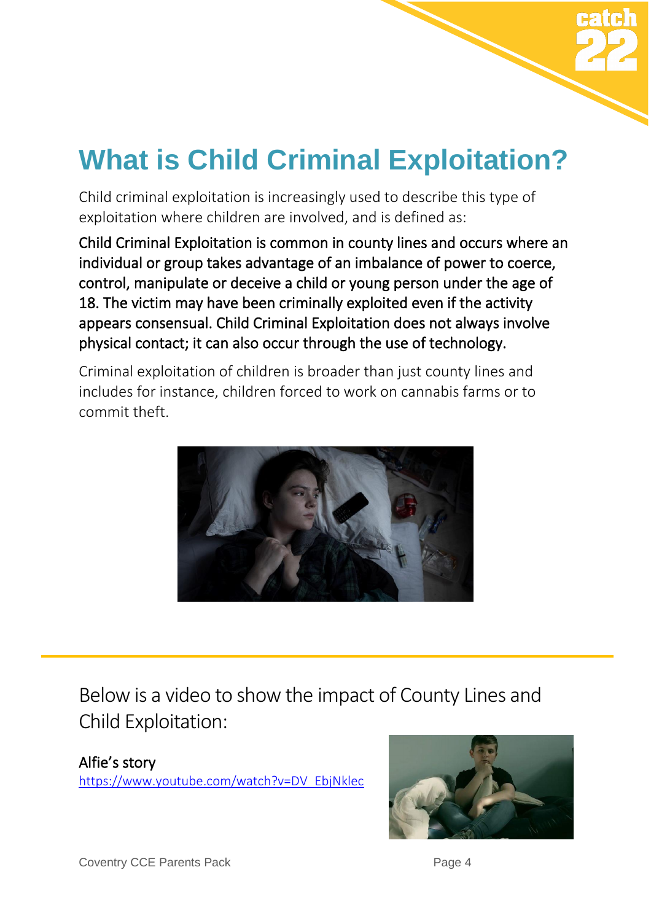# What is Child Criminal Exploitation?

Child criminal exploitation is increasingly used to describe this type of exploitation where children are involved, and is defined as:

Child Criminal Exploitation is common in county lines and occurs where an individual or group takes advantage of an imbalance of power to coerce, control, manipulate or deceive a child or young person under the age of 18. The victim may have been criminally exploited even if the activity appears consensual. Child Criminal Exploitation does not always involve physical contact; it can also occur through the use of technology.

Criminal exploitation of children is broader than just county lines and includes for instance, children forced to work on cannabis farms or to commit theft.

---

Below is a video to show the impact of County Lines and Child Exploitation:

Alfie's story
https://www.youtube.com/watch?v=DV_EbjNklec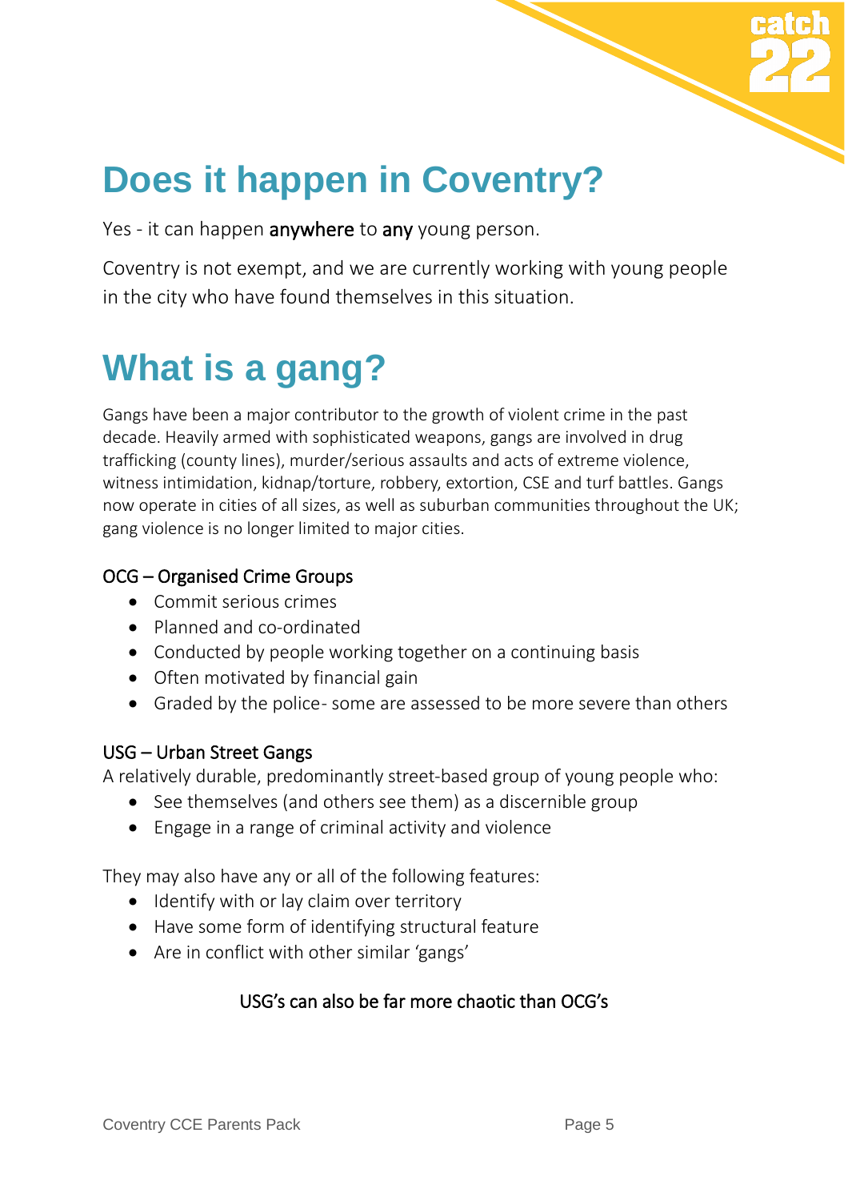# Does it happen in Coventry?

Yes - it can happen **anywhere** to **any** young person.

Coventry is not exempt, and we are currently working with young people in the city who have found themselves in this situation.

# What is a gang?

Gangs have been a major contributor to the growth of violent crime in the past decade. Heavily armed with sophisticated weapons, gangs are involved in drug trafficking (county lines), murder/serious assaults and acts of extreme violence, witness intimidation, kidnap/torture, robbery, extortion, CSE and turf battles. Gangs now operate in cities of all sizes, as well as suburban communities throughout the UK; gang violence is no longer limited to major cities.

**OCG – Organised Crime Groups**

- Commit serious crimes
- Planned and co-ordinated
- Conducted by people working together on a continuing basis
- Often motivated by financial gain
- Graded by the police- some are assessed to be more severe than others

**USG – Urban Street Gangs**

A relatively durable, predominantly street-based group of young people who:

- See themselves (and others see them) as a discernible group
- Engage in a range of criminal activity and violence

They may also have any or all of the following features:

- Identify with or lay claim over territory
- Have some form of identifying structural feature
- Are in conflict with other similar 'gangs'

**USG's can also be far more chaotic than OCG's**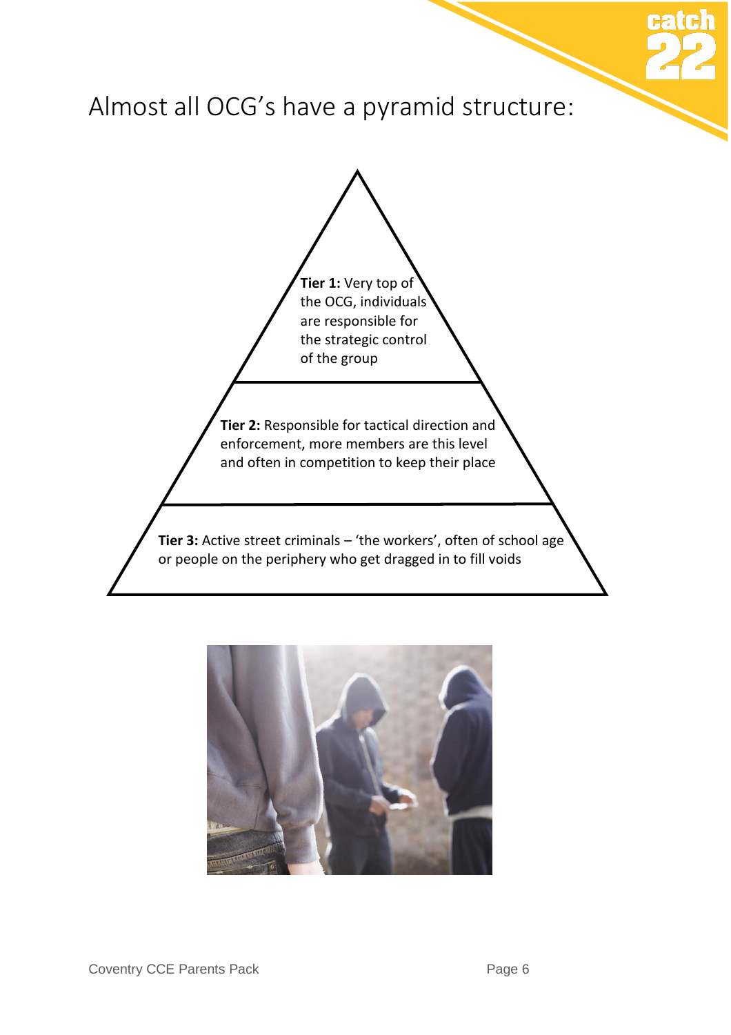# Almost all OCG's have a pyramid structure:

**Tier 1:** Very top of the OCG, individuals are responsible for the strategic control of the group

**Tier 2:** Responsible for tactical direction and enforcement, more members are this level and often in competition to keep their place

**Tier 3:** Active street criminals – 'the workers', often of school age or people on the periphery who get dragged in to fill voids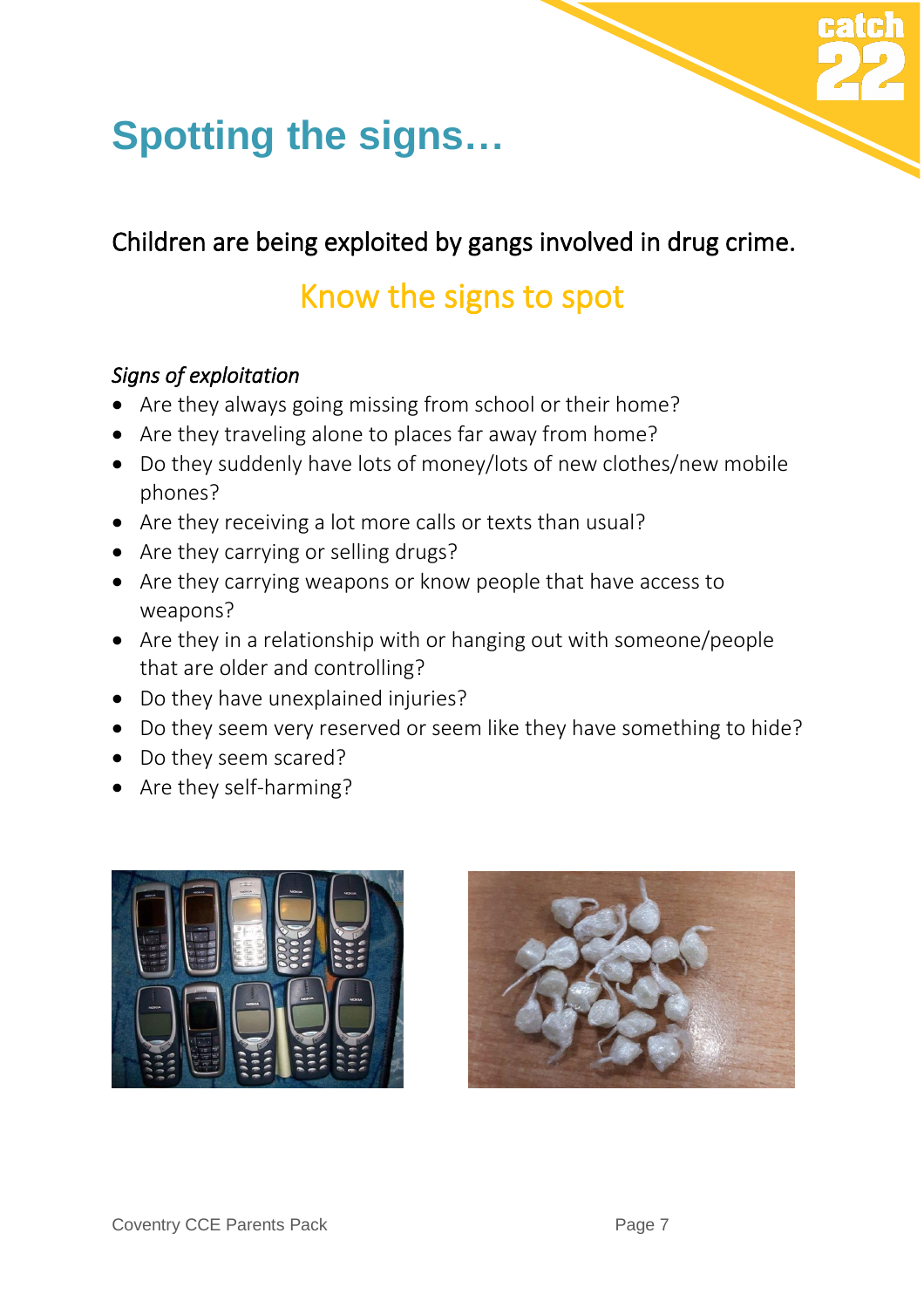# Spotting the signs…

Children are being exploited by gangs involved in drug crime.

## Know the signs to spot

*Signs of exploitation*

- Are they always going missing from school or their home?
- Are they traveling alone to places far away from home?
- Do they suddenly have lots of money/lots of new clothes/new mobile phones?
- Are they receiving a lot more calls or texts than usual?
- Are they carrying or selling drugs?
- Are they carrying weapons or know people that have access to weapons?
- Are they in a relationship with or hanging out with someone/people that are older and controlling?
- Do they have unexplained injuries?
- Do they seem very reserved or seem like they have something to hide?
- Do they seem scared?
- Are they self-harming?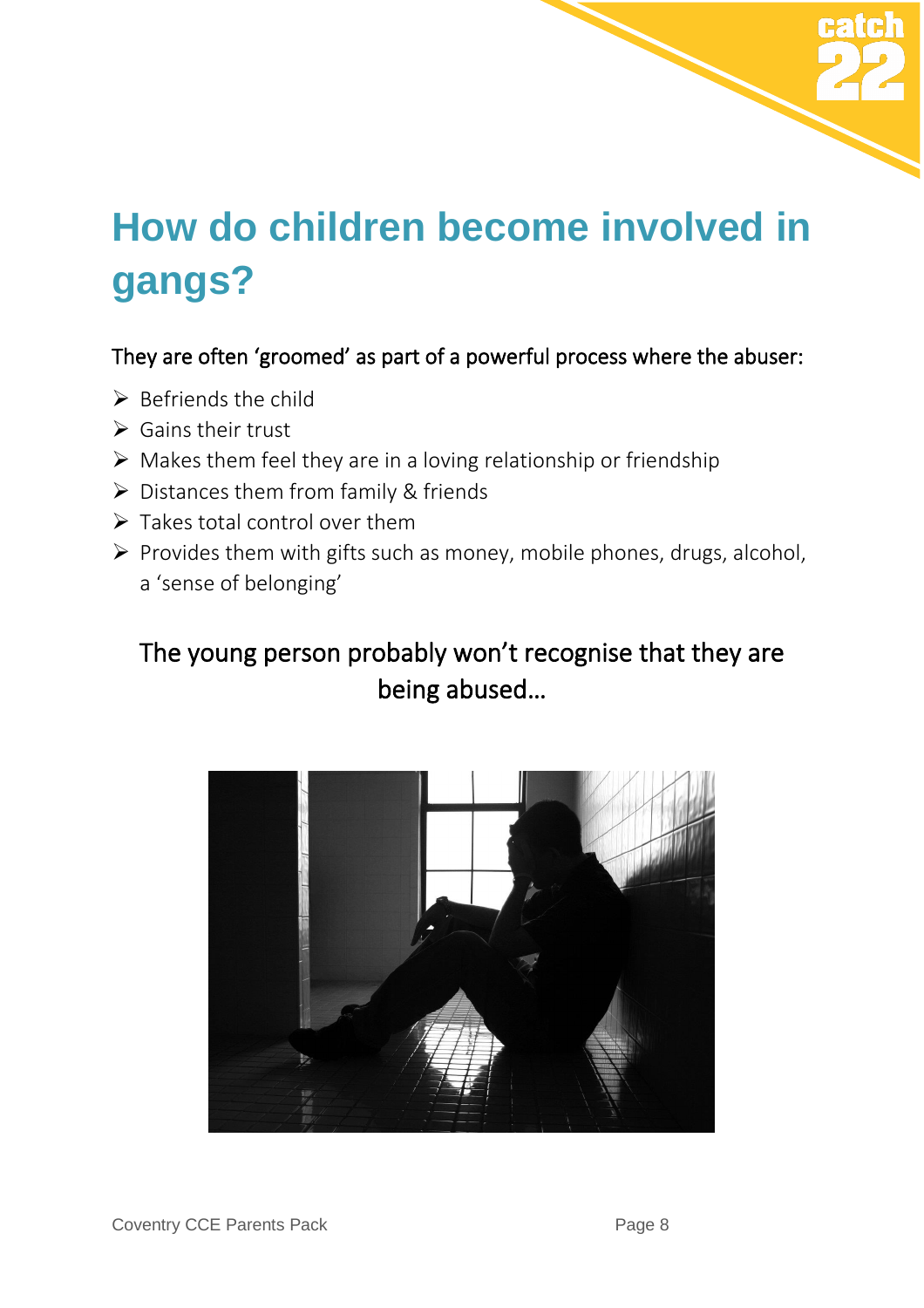# How do children become involved in gangs?

They are often 'groomed' as part of a powerful process where the abuser:

- Befriends the child
- Gains their trust
- Makes them feel they are in a loving relationship or friendship
- Distances them from family & friends
- Takes total control over them
- Provides them with gifts such as money, mobile phones, drugs, alcohol, a 'sense of belonging'

The young person probably won't recognise that they are being abused…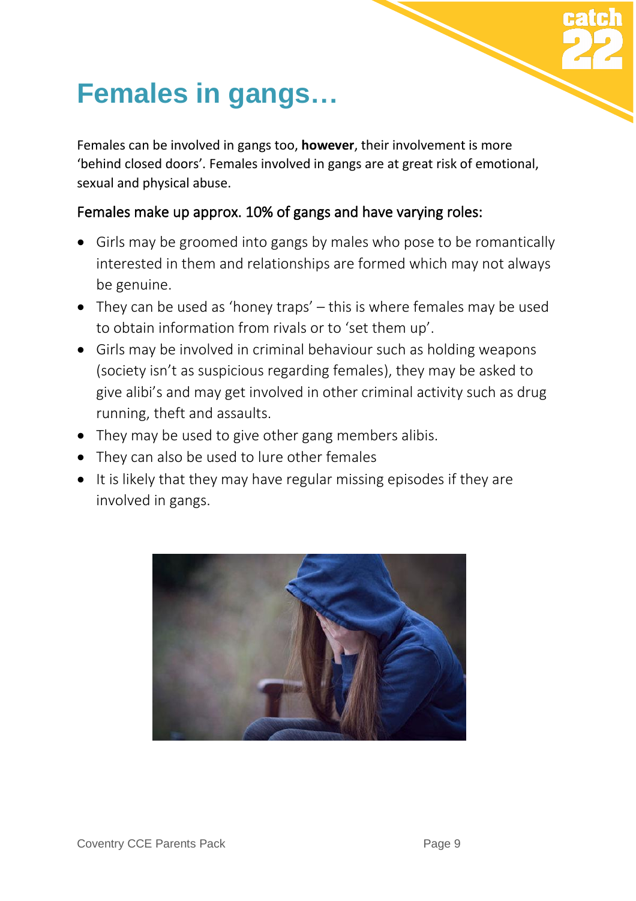# Females in gangs…

Females can be involved in gangs too, **however**, their involvement is more 'behind closed doors'. Females involved in gangs are at great risk of emotional, sexual and physical abuse.

Females make up approx. 10% of gangs and have varying roles:

- Girls may be groomed into gangs by males who pose to be romantically interested in them and relationships are formed which may not always be genuine.
- They can be used as 'honey traps' – this is where females may be used to obtain information from rivals or to 'set them up'.
- Girls may be involved in criminal behaviour such as holding weapons (society isn't as suspicious regarding females), they may be asked to give alibi's and may get involved in other criminal activity such as drug running, theft and assaults.
- They may be used to give other gang members alibis.
- They can also be used to lure other females
- It is likely that they may have regular missing episodes if they are involved in gangs.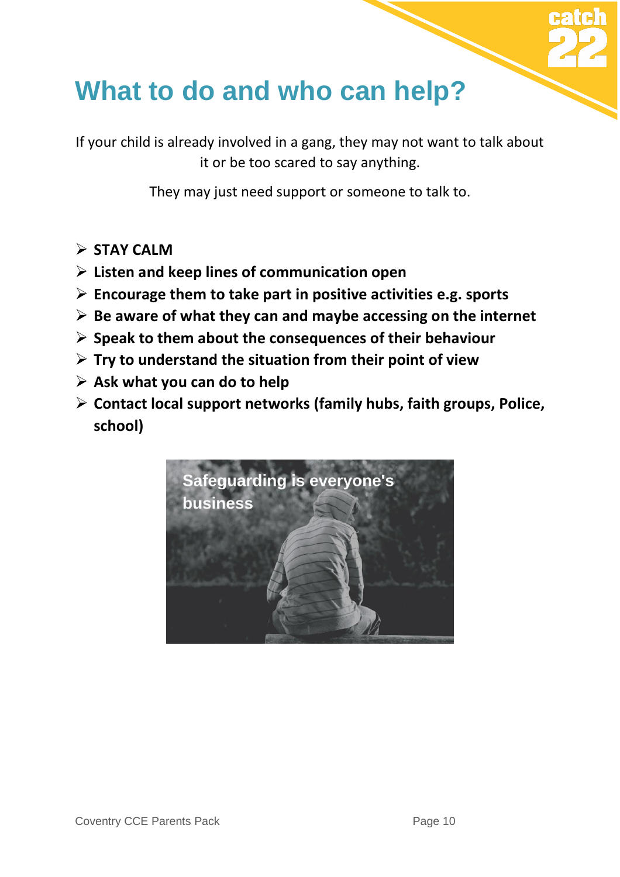# What to do and who can help?

If your child is already involved in a gang, they may not want to talk about it or be too scared to say anything.

They may just need support or someone to talk to.

- **STAY CALM**
- **Listen and keep lines of communication open**
- **Encourage them to take part in positive activities e.g. sports**
- **Be aware of what they can and maybe accessing on the internet**
- **Speak to them about the consequences of their behaviour**
- **Try to understand the situation from their point of view**
- **Ask what you can do to help**
- **Contact local support networks (family hubs, faith groups, Police, school)**

Safeguarding is everyone's business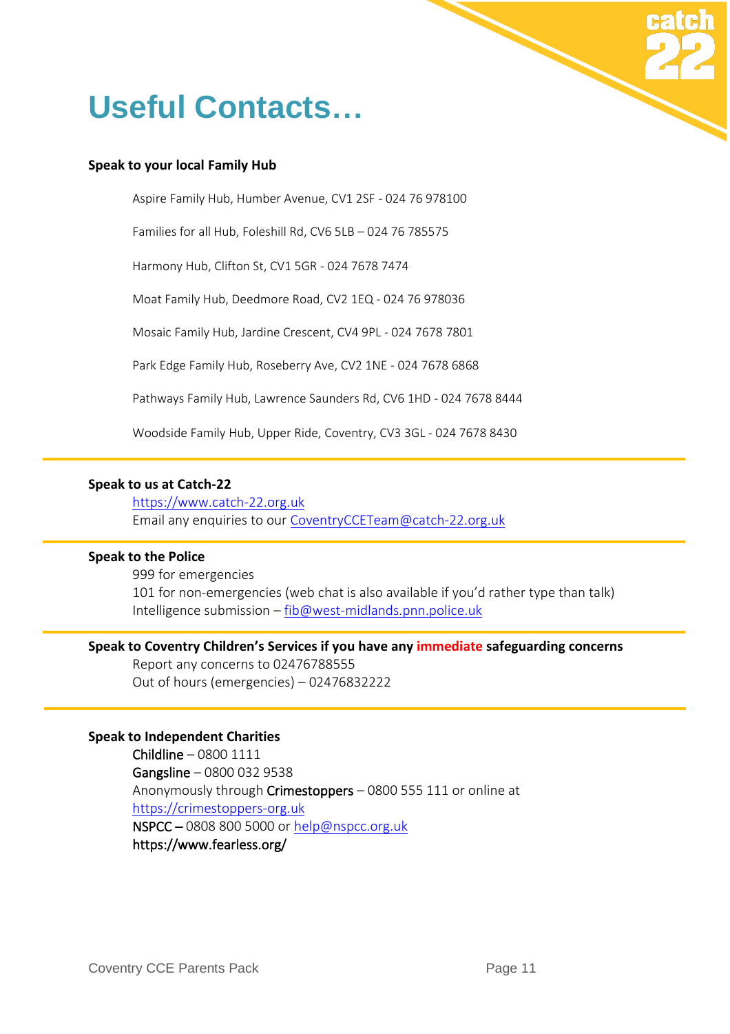# Useful Contacts…

**Speak to your local Family Hub**

Aspire Family Hub, Humber Avenue, CV1 2SF - 024 76 978100

Families for all Hub, Foleshill Rd, CV6 5LB – 024 76 785575

Harmony Hub, Clifton St, CV1 5GR - 024 7678 7474

Moat Family Hub, Deedmore Road, CV2 1EQ - 024 76 978036

Mosaic Family Hub, Jardine Crescent, CV4 9PL - 024 7678 7801

Park Edge Family Hub, Roseberry Ave, CV2 1NE - 024 7678 6868

Pathways Family Hub, Lawrence Saunders Rd, CV6 1HD - 024 7678 8444

Woodside Family Hub, Upper Ride, Coventry, CV3 3GL - 024 7678 8430

---

**Speak to us at Catch-22**

https://www.catch-22.org.uk
Email any enquiries to our CoventryCCETeam@catch-22.org.uk

---

**Speak to the Police**

999 for emergencies
101 for non-emergencies (web chat is also available if you'd rather type than talk)
Intelligence submission – fib@west-midlands.pnn.police.uk

---

**Speak to Coventry Children's Services if you have any immediate safeguarding concerns**

Report any concerns to 02476788555
Out of hours (emergencies) – 02476832222

---

**Speak to Independent Charities**

Childline – 0800 1111
Gangsline – 0800 032 9538
Anonymously through Crimestoppers – 0800 555 111 or online at https://crimestoppers-org.uk
NSPCC – 0808 800 5000 or help@nspcc.org.uk
https://www.fearless.org/